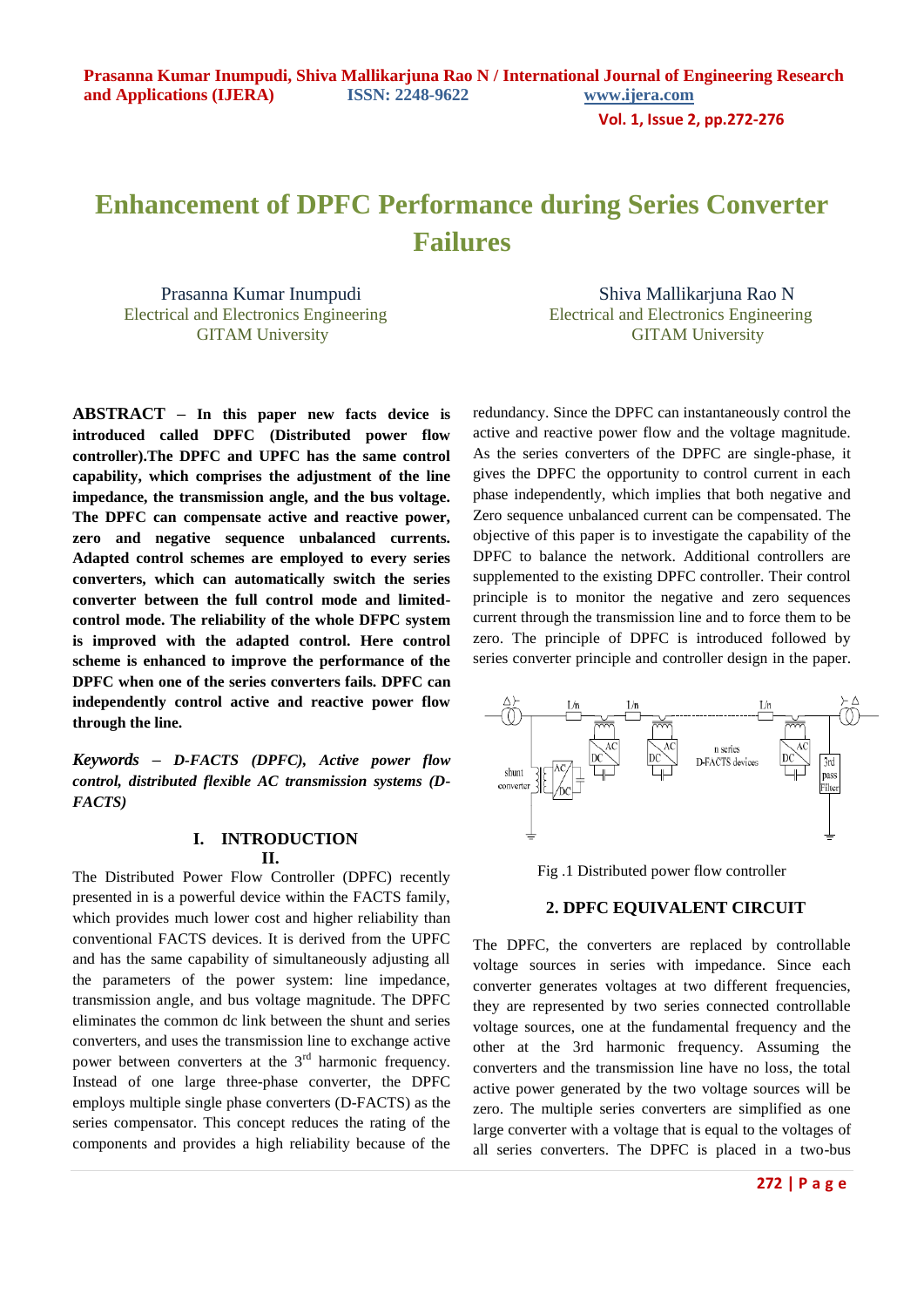# Enhancement of DPFC Performance during Series Converter Failures

Prasanna Kumar Inumpudi
Electrical and Electronics Engineering
GITAM University

Shiva Mallikarjuna Rao N
Electrical and Electronics Engineering
GITAM University

**ABSTRACT – In this paper new facts device is introduced called DPFC (Distributed power flow controller).The DPFC and UPFC has the same control capability, which comprises the adjustment of the line impedance, the transmission angle, and the bus voltage. The DPFC can compensate active and reactive power, zero and negative sequence unbalanced currents. Adapted control schemes are employed to every series converters, which can automatically switch the series converter between the full control mode and limited-control mode. The reliability of the whole DFPC system is improved with the adapted control. Here control scheme is enhanced to improve the performance of the DPFC when one of the series converters fails. DPFC can independently control active and reactive power flow through the line.**

***Keywords – D-FACTS (DPFC), Active power flow control, distributed flexible AC transmission systems (D-FACTS)***

## I. INTRODUCTION
## II.

The Distributed Power Flow Controller (DPFC) recently presented in is a powerful device within the FACTS family, which provides much lower cost and higher reliability than conventional FACTS devices. It is derived from the UPFC and has the same capability of simultaneously adjusting all the parameters of the power system: line impedance, transmission angle, and bus voltage magnitude. The DPFC eliminates the common dc link between the shunt and series converters, and uses the transmission line to exchange active power between converters at the 3$^{rd}$ harmonic frequency. Instead of one large three-phase converter, the DPFC employs multiple single phase converters (D-FACTS) as the series compensator. This concept reduces the rating of the components and provides a high reliability because of the redundancy. Since the DPFC can instantaneously control the active and reactive power flow and the voltage magnitude. As the series converters of the DPFC are single-phase, it gives the DPFC the opportunity to control current in each phase independently, which implies that both negative and Zero sequence unbalanced current can be compensated. The objective of this paper is to investigate the capability of the DPFC to balance the network. Additional controllers are supplemented to the existing DPFC controller. Their control principle is to monitor the negative and zero sequences current through the transmission line and to force them to be zero. The principle of DPFC is introduced followed by series converter principle and controller design in the paper.

Fig .1 Distributed power flow controller

## 2. DPFC EQUIVALENT CIRCUIT

The DPFC, the converters are replaced by controllable voltage sources in series with impedance. Since each converter generates voltages at two different frequencies, they are represented by two series connected controllable voltage sources, one at the fundamental frequency and the other at the 3rd harmonic frequency. Assuming the converters and the transmission line have no loss, the total active power generated by the two voltage sources will be zero. The multiple series converters are simplified as one large converter with a voltage that is equal to the voltages of all series converters. The DPFC is placed in a two-bus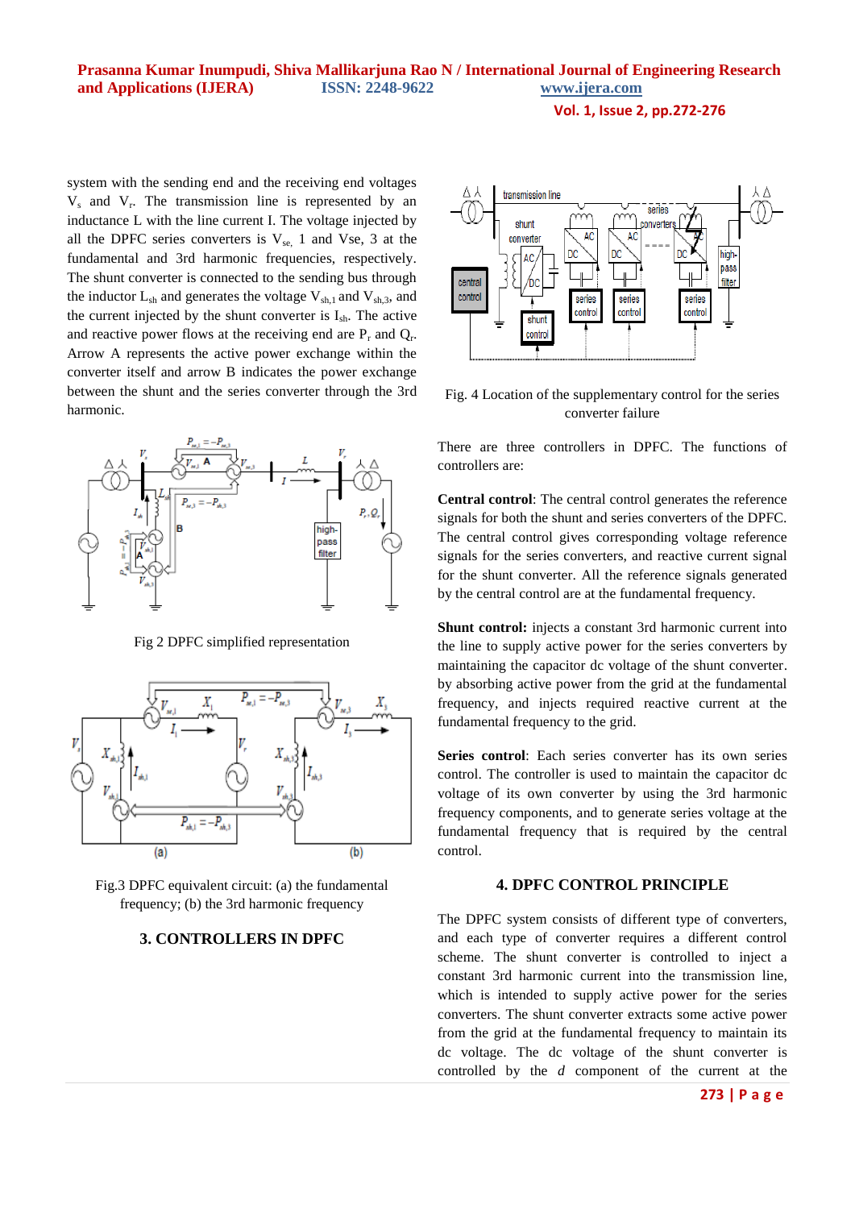system with the sending end and the receiving end voltages $V_s$ and $V_r$. The transmission line is represented by an inductance L with the line current I. The voltage injected by all the DPFC series converters is $V_{se,1}$ and $V_{se,3}$ at the fundamental and 3rd harmonic frequencies, respectively. The shunt converter is connected to the sending bus through the inductor $L_{sh}$ and generates the voltage $V_{sh,1}$ and $V_{sh,3}$, and the current injected by the shunt converter is $I_{sh}$. The active and reactive power flows at the receiving end are $P_r$ and $Q_r$. Arrow A represents the active power exchange within the converter itself and arrow B indicates the power exchange between the shunt and the series converter through the 3rd harmonic.

Fig 2 DPFC simplified representation

Fig.3 DPFC equivalent circuit: (a) the fundamental frequency; (b) the 3rd harmonic frequency

## 3. CONTROLLERS IN DPFC

Fig. 4 Location of the supplementary control for the series converter failure

There are three controllers in DPFC. The functions of controllers are:

**Central control**: The central control generates the reference signals for both the shunt and series converters of the DPFC. The central control gives corresponding voltage reference signals for the series converters, and reactive current signal for the shunt converter. All the reference signals generated by the central control are at the fundamental frequency.

**Shunt control:** injects a constant 3rd harmonic current into the line to supply active power for the series converters by maintaining the capacitor dc voltage of the shunt converter. by absorbing active power from the grid at the fundamental frequency, and injects required reactive current at the fundamental frequency to the grid.

**Series control**: Each series converter has its own series control. The controller is used to maintain the capacitor dc voltage of its own converter by using the 3rd harmonic frequency components, and to generate series voltage at the fundamental frequency that is required by the central control.

## 4. DPFC CONTROL PRINCIPLE

The DPFC system consists of different type of converters, and each type of converter requires a different control scheme. The shunt converter is controlled to inject a constant 3rd harmonic current into the transmission line, which is intended to supply active power for the series converters. The shunt converter extracts some active power from the grid at the fundamental frequency to maintain its dc voltage. The dc voltage of the shunt converter is controlled by the *d* component of the current at the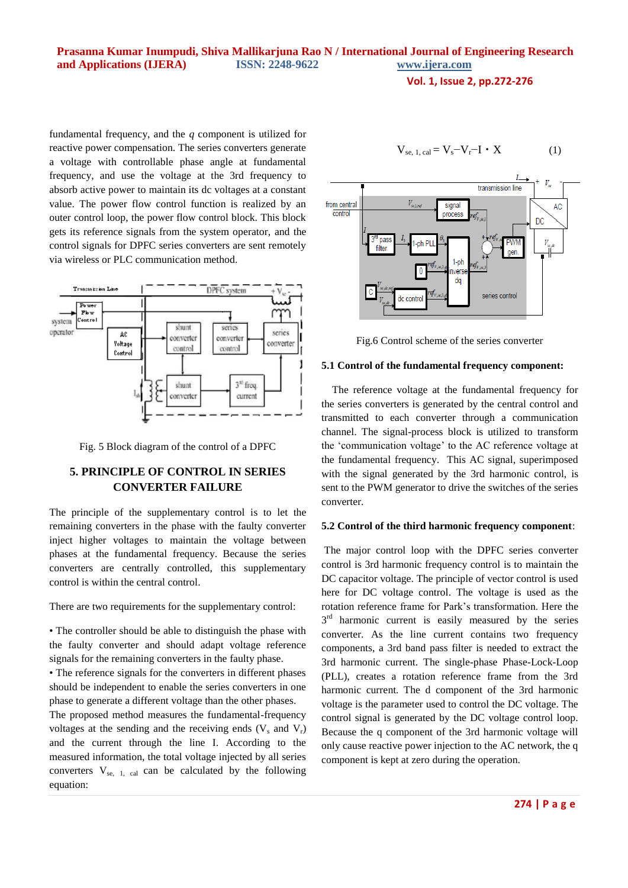fundamental frequency, and the *q* component is utilized for reactive power compensation. The series converters generate a voltage with controllable phase angle at fundamental frequency, and use the voltage at the 3rd frequency to absorb active power to maintain its dc voltages at a constant value. The power flow control function is realized by an outer control loop, the power flow control block. This block gets its reference signals from the system operator, and the control signals for DPFC series converters are sent remotely via wireless or PLC communication method.

Fig. 5 Block diagram of the control of a DPFC

## 5. PRINCIPLE OF CONTROL IN SERIES CONVERTER FAILURE

The principle of the supplementary control is to let the remaining converters in the phase with the faulty converter inject higher voltages to maintain the voltage between phases at the fundamental frequency. Because the series converters are centrally controlled, this supplementary control is within the central control.

There are two requirements for the supplementary control:

- The controller should be able to distinguish the phase with the faulty converter and should adapt voltage reference signals for the remaining converters in the faulty phase.
- The reference signals for the converters in different phases should be independent to enable the series converters in one phase to generate a different voltage than the other phases.

The proposed method measures the fundamental-frequency voltages at the sending and the receiving ends ($V_s$ and $V_r$) and the current through the line I. According to the measured information, the total voltage injected by all series converters $V_{se,\,1,\,cal}$ can be calculated by the following equation:

$$V_{se,\,1,\,cal} = V_s - V_r - I \cdot X \qquad (1)$$

Fig.6 Control scheme of the series converter

### 5.1 Control of the fundamental frequency component:

The reference voltage at the fundamental frequency for the series converters is generated by the central control and transmitted to each converter through a communication channel. The signal-process block is utilized to transform the 'communication voltage' to the AC reference voltage at the fundamental frequency. This AC signal, superimposed with the signal generated by the 3rd harmonic control, is sent to the PWM generator to drive the switches of the series converter.

### 5.2 Control of the third harmonic frequency component:

The major control loop with the DPFC series converter control is 3rd harmonic frequency control is to maintain the DC capacitor voltage. The principle of vector control is used here for DC voltage control. The voltage is used as the rotation reference frame for Park's transformation. Here the 3rd harmonic current is easily measured by the series converter. As the line current contains two frequency components, a 3rd band pass filter is needed to extract the 3rd harmonic current. The single-phase Phase-Lock-Loop (PLL), creates a rotation reference frame from the 3rd harmonic current. The d component of the 3rd harmonic voltage is the parameter used to control the DC voltage. The control signal is generated by the DC voltage control loop. Because the q component of the 3rd harmonic voltage will only cause reactive power injection to the AC network, the q component is kept at zero during the operation.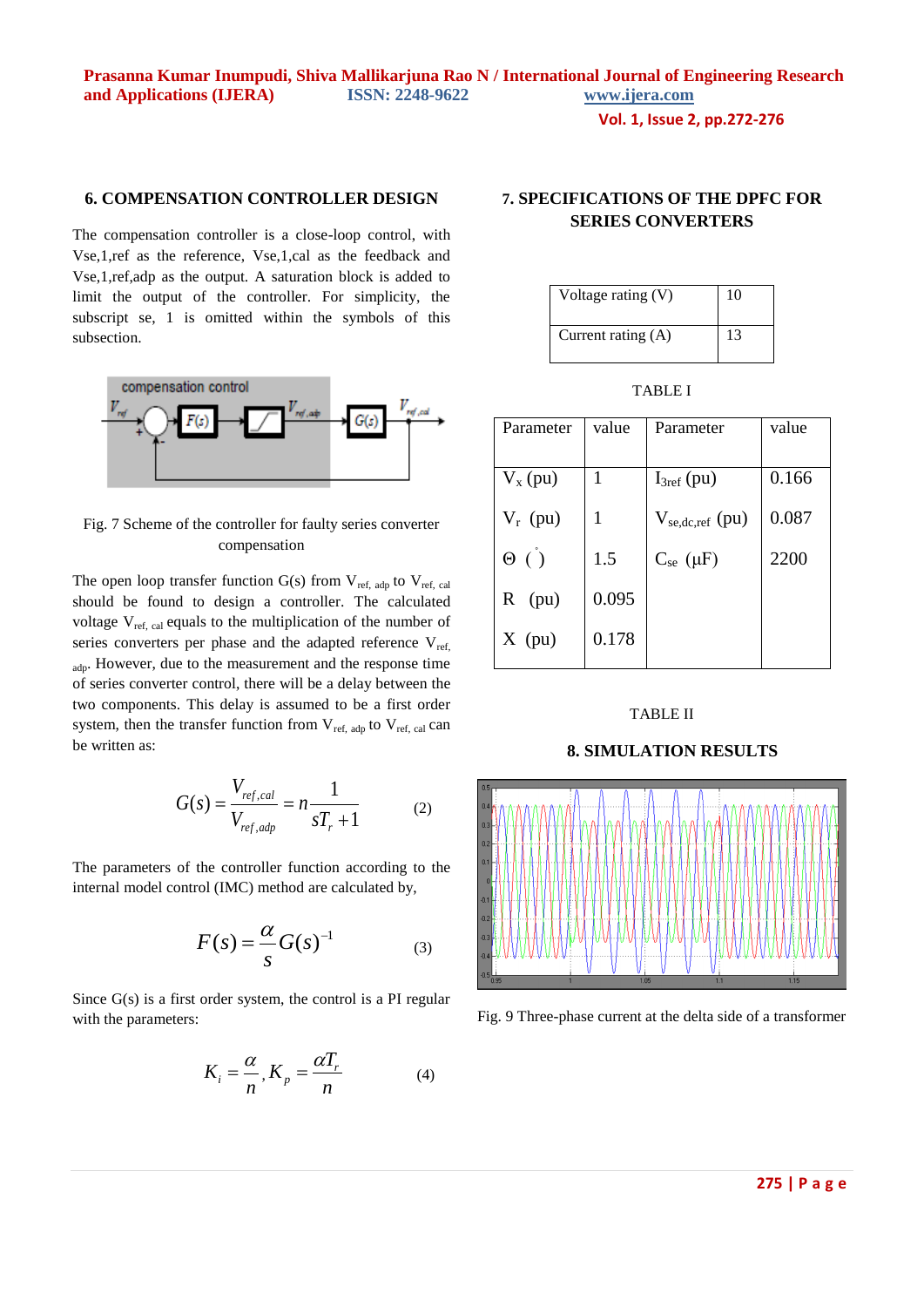## 6. COMPENSATION CONTROLLER DESIGN

The compensation controller is a close-loop control, with Vse,1,ref as the reference, Vse,1,cal as the feedback and Vse,1,ref,adp as the output. A saturation block is added to limit the output of the controller. For simplicity, the subscript se, 1 is omitted within the symbols of this subsection.

Fig. 7 Scheme of the controller for faulty series converter compensation

The open loop transfer function G(s) from $V_{ref,\ adp}$ to $V_{ref,\ cal}$ should be found to design a controller. The calculated voltage $V_{ref,\ cal}$ equals to the multiplication of the number of series converters per phase and the adapted reference $V_{ref,\ adp}$. However, due to the measurement and the response time of series converter control, there will be a delay between the two components. This delay is assumed to be a first order system, then the transfer function from $V_{ref,\ adp}$ to $V_{ref,\ cal}$ can be written as:

$$G(s) = \frac{V_{ref,cal}}{V_{ref,adp}} = n\frac{1}{sT_r + 1} \qquad (2)$$

The parameters of the controller function according to the internal model control (IMC) method are calculated by,

$$F(s) = \frac{\alpha}{s} G(s)^{-1} \qquad (3)$$

Since G(s) is a first order system, the control is a PI regular with the parameters:

$$K_i = \frac{\alpha}{n}, K_p = \frac{\alpha T_r}{n} \qquad (4)$$

## 7. SPECIFICATIONS OF THE DPFC FOR SERIES CONVERTERS

| Voltage rating (V) | 10 |
|---|---|
| Current rating (A) | 13 |

TABLE I

| Parameter | value | Parameter | value |
|---|---|---|---|
| $V_x$ (pu) | 1 | $I_{3ref}$ (pu) | 0.166 |
| $V_r$ (pu) | 1 | $V_{se,dc,ref}$ (pu) | 0.087 |
| Θ (°) | 1.5 | $C_{se}$ (μF) | 2200 |
| R (pu) | 0.095 | | |
| X (pu) | 0.178 | | |

TABLE II

## 8. SIMULATION RESULTS

Fig. 9 Three-phase current at the delta side of a transformer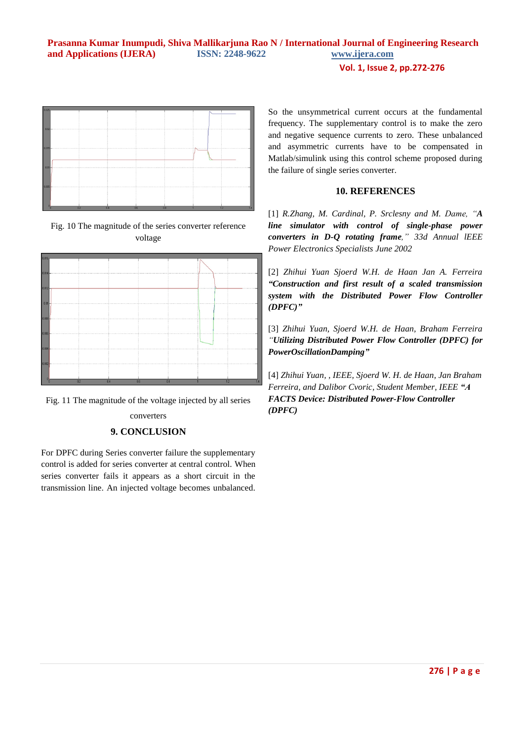Fig. 10 The magnitude of the series converter reference voltage

Fig. 11 The magnitude of the voltage injected by all series converters

## 9. CONCLUSION

For DPFC during Series converter failure the supplementary control is added for series converter at central control. When series converter fails it appears as a short circuit in the transmission line. An injected voltage becomes unbalanced. So the unsymmetrical current occurs at the fundamental frequency. The supplementary control is to make the zero and negative sequence currents to zero. These unbalanced and asymmetric currents have to be compensated in Matlab/simulink using this control scheme proposed during the failure of single series converter.

## 10. REFERENCES

[1] *R.Zhang, M. Cardinal, P. Srclesny and M. Dame, "**A line simulator with control of single-phase power converters in D-Q rotating frame**," 33d Annual lEEE Power Electronics Specialists June 2002*

[2] *Zhihui Yuan Sjoerd W.H. de Haan Jan A. Ferreira **"Construction and first result of a scaled transmission system with the Distributed Power Flow Controller (DPFC)"***

[3] *Zhihui Yuan, Sjoerd W.H. de Haan, Braham Ferreira "**Utilizing Distributed Power Flow Controller (DPFC) for PowerOscillationDamping"***

[4] *Zhihui Yuan, , IEEE, Sjoerd W. H. de Haan, Jan Braham Ferreira, and Dalibor Cvoric, Student Member, IEEE **"A FACTS Device: Distributed Power-Flow Controller (DPFC)***